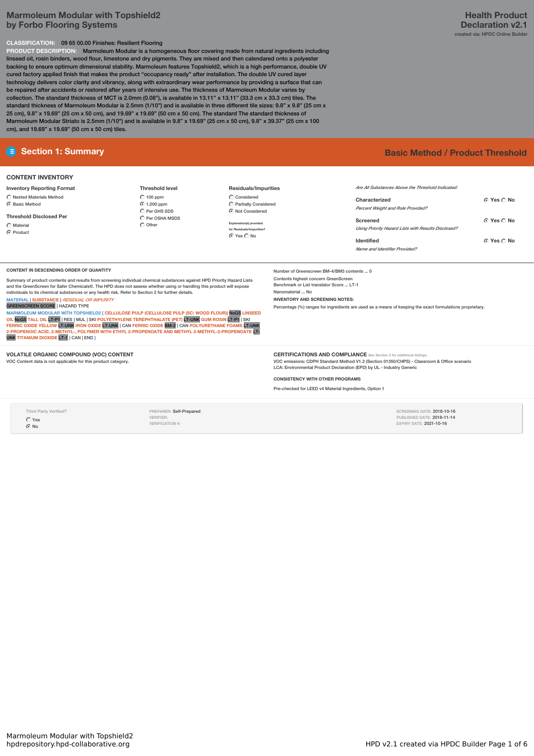# Marmoleum Modular with Topshield2
## by Forbo Flooring Systems

**Health Product Declaration v2.1**
created via: HPDC Online Builder

**CLASSIFICATION:** 09 65 00.00 Finishes: Resilient Flooring

**PRODUCT DESCRIPTION:** Marmoleum Modular is a homogeneous floor covering made from natural ingredients including linseed oil, rosin binders, wood flour, limestone and dry pigments. They are mixed and then calendared onto a polyester backing to ensure optimum dimensional stability. Marmoleum features Topshield2, which is a high performance, double UV cured factory applied finish that makes the product "occupancy ready" after installation. The double UV cured layer technology delivers color clarity and vibrancy, along with extraordinary wear performance by providing a surface that can be repaired after accidents or restored after years of intensive use. The thickness of Marmoleum Modular varies by collection. The standard thickness of MCT is 2.0mm (0.08"), is available in 13.11" x 13.11" (33.3 cm x 33.3 cm) tiles. The standard thickness of Marmoleum Modular is 2.5mm (1/10") and is available in three different tile sizes: 9.8" x 9.8" (25 cm x 25 cm), 9.8" x 19.69" (25 cm x 50 cm), and 19.69" x 19.69" (50 cm x 50 cm). The standard The standard thickness of Marmoleum Modular Striato is 2.5mm (1/10") and is available in 9.8" x 19.69" (25 cm x 50 cm), 9.8" x 39.37" (25 cm x 100 cm), and 19.69" x 19.69" (50 cm x 50 cm) tiles.

## Section 1: Summary

**Basic Method / Product Threshold**

### CONTENT INVENTORY

**Inventory Reporting Format**
- ◯ Nested Materials Method
- ◉ Basic Method

**Threshold Disclosed Per**
- ◯ Material
- ◉ Product

**Threshold level**
- ◯ 100 ppm
- ◉ 1,000 ppm
- ◯ Per GHS SDS
- ◯ Per OSHA MSDS
- ◯ Other

**Residuals/Impurities**
- ◯ Considered
- ◯ Partially Considered
- ◉ Not Considered

Explanation(s) provided for Residuals/Impurities? ◉ Yes ◯ No

*Are All Substances Above the Threshold Indicated:*

| | |
|---|---|
| **Characterized** *Percent Weight and Role Provided?* | ◉ Yes ◯ No |
| **Screened** *Using Priority Hazard Lists with Results Disclosed?* | ◉ Yes ◯ No |
| **Identified** *Name and Identifier Provided?* | ◉ Yes ◯ No |

### CONTENT IN DESCENDING ORDER OF QUANTITY

Summary of product contents and results from screening individual chemical substances against HPD Priority Hazard Lists and the GreenScreen for Safer Chemicals®. The HPD does not assess whether using or handling this product will expose individuals to its chemical substances or any health risk. Refer to Section 2 for further details.

MATERIAL | SUBSTANCE | *RESIDUAL OR IMPURITY*
GREENSCREEN SCORE | HAZARD TYPE

MARMOLEUM MODULAR WITH TOPSHIELD2 [ CELLULOSE PULP (CELLULOSE PULP (SC: WOOD FLOUR)) NoGS LINSEED OIL NoGS TALL OIL LT-P1 | RES | MUL | SKI POLYETHYLENE TEREPHTHALATE (PET) LT-UNK GUM ROSIN LT-P1 | SKI FERRIC OXIDE YELLOW LT-UNK IRON OXIDE LT-UNK | CAN FERRIC OXIDE BM-2 | CAN POLYURETHANE FOAMS LT-UNK 2-PROPENOIC ACID, 2-METHYL-, POLYMER WITH ETHYL 2-PROPENOATE AND METHYL 2-METHYL-2-PROPENOATE LT-UNK TITANIUM DIOXIDE LT-1 | CAN | END ]

Number of Greenscreen BM-4/BM3 contents ... 0

Contents highest concern GreenScreen Benchmark or List translator Score ... LT-1

Nanomaterial ... No

**INVENTORY AND SCREENING NOTES:**

Percentage (%) ranges for ingredients are used as a means of keeping the exact formulations proprietary.

### VOLATILE ORGANIC COMPOUND (VOC) CONTENT

VOC Content data is not applicable for this product category.

### CERTIFICATIONS AND COMPLIANCE

*See Section 3 for additional listings.*

VOC emissions: CDPH Standard Method V1.2 (Section 01350/CHPS) - Classroom & Office scenario
LCA: Environmental Product Declaration (EPD) by UL - Industry Generic

### CONSISTENCY WITH OTHER PROGRAMS

Pre-checked for LEED v4 Material Ingredients, Option 1

Third Party Verified?
- ◯ Yes
- ◉ No

PREPARER: Self-Prepared
VERIFIER:
VERIFICATION #:

SCREENING DATE: 2018-10-16
PUBLISHED DATE: 2018-11-14
EXPIRY DATE: 2021-10-16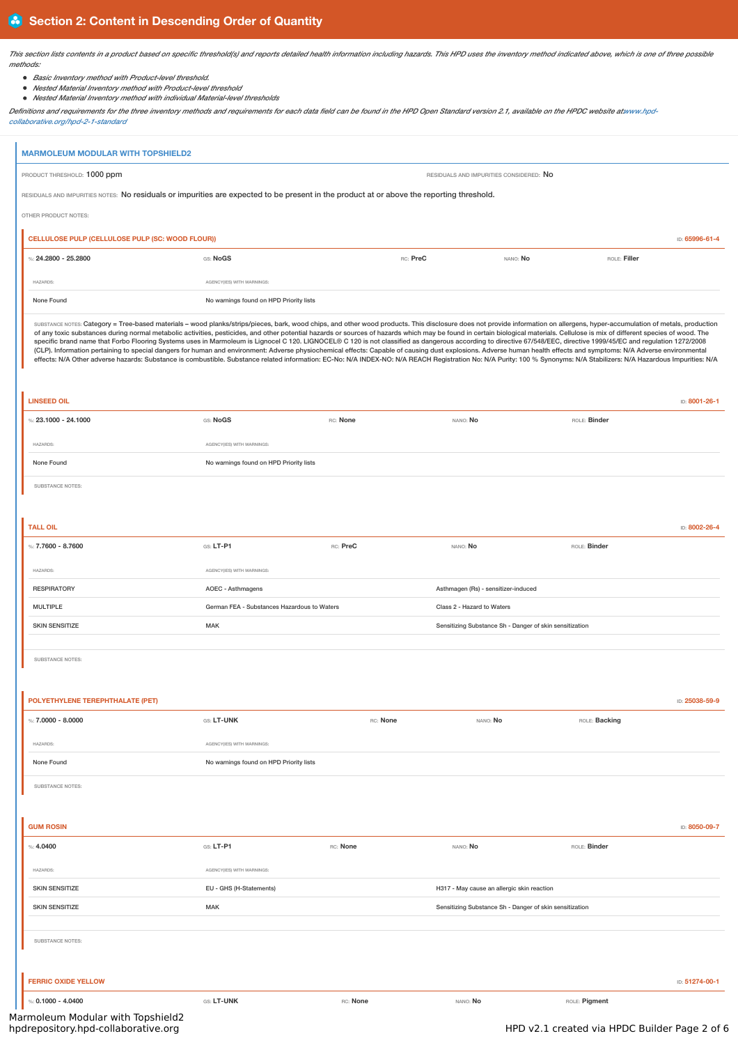## Section 2: Content in Descending Order of Quantity

*This section lists contents in a product based on specific threshold(s) and reports detailed health information including hazards. This HPD uses the inventory method indicated above, which is one of three possible methods:*

- *Basic Inventory method with Product-level threshold.*
- *Nested Material Inventory method with Product-level threshold*
- *Nested Material Inventory method with individual Material-level thresholds*

*Definitions and requirements for the three inventory methods and requirements for each data field can be found in the HPD Open Standard version 2.1, available on the HPDC website at www.hpd-collaborative.org/hpd-2-1-standard*

### MARMOLEUM MODULAR WITH TOPSHIELD2

PRODUCT THRESHOLD: 1000 ppm

RESIDUALS AND IMPURITIES CONSIDERED: No

RESIDUALS AND IMPURITIES NOTES: No residuals or impurities are expected to be present in the product at or above the reporting threshold.

OTHER PRODUCT NOTES:

#### CELLULOSE PULP (CELLULOSE PULP (SC: WOOD FLOUR))

ID: 65996-61-4

| %: 24.2800 - 25.2800 | GS: NoGS | RC: PreC | NANO: No | ROLE: Filler |
|---|---|---|---|---|

| HAZARDS: | AGENCY(IES) WITH WARNINGS: |
|---|---|
| None Found | No warnings found on HPD Priority lists |

SUBSTANCE NOTES: Category = Tree-based materials – wood planks/strips/pieces, bark, wood chips, and other wood products. This disclosure does not provide information on allergens, hyper-accumulation of metals, production of any toxic substances during normal metabolic activities, pesticides, and other potential hazards or sources of hazards which may be found in certain biological materials. Cellulose is mix of different species of wood. The specific brand name that Forbo Flooring Systems uses in Marmoleum is Lignocel C 120. LIGNOCEL® C 120 is not classified as dangerous according to directive 67/548/EEC, directive 1999/45/EC and regulation 1272/2008 (CLP). Information pertaining to special dangers for human and environment: Adverse physiochemical effects: Capable of causing dust explosions. Adverse human health effects and symptoms: N/A Adverse environmental effects: N/A Other adverse hazards: Substance is combustible. Substance related information: EC-No: N/A INDEX-NO: N/A REACH Registration No: N/A Purity: 100 % Synonyms: N/A Stabilizers: N/A Hazardous Impurities: N/A

#### LINSEED OIL

ID: 8001-26-1

| %: 23.1000 - 24.1000 | GS: NoGS | RC: None | NANO: No | ROLE: Binder |
|---|---|---|---|---|

| HAZARDS: | AGENCY(IES) WITH WARNINGS: |
|---|---|
| None Found | No warnings found on HPD Priority lists |

SUBSTANCE NOTES:

#### TALL OIL

ID: 8002-26-4

| %: 7.7600 - 8.7600 | GS: LT-P1 | RC: PreC | NANO: No | ROLE: Binder |
|---|---|---|---|---|

| HAZARDS: | AGENCY(IES) WITH WARNINGS: | |
|---|---|---|
| RESPIRATORY | AOEC - Asthmagens | Asthmagen (Rs) - sensitizer-induced |
| MULTIPLE | German FEA - Substances Hazardous to Waters | Class 2 - Hazard to Waters |
| SKIN SENSITIZE | MAK | Sensitizing Substance Sh - Danger of skin sensitization |

SUBSTANCE NOTES:

#### POLYETHYLENE TEREPHTHALATE (PET)

ID: 25038-59-9

| %: 7.0000 - 8.0000 | GS: LT-UNK | RC: None | NANO: No | ROLE: Backing |
|---|---|---|---|---|

| HAZARDS: | AGENCY(IES) WITH WARNINGS: |
|---|---|
| None Found | No warnings found on HPD Priority lists |

SUBSTANCE NOTES:

#### GUM ROSIN

ID: 8050-09-7

| %: 4.0400 | GS: LT-P1 | RC: None | NANO: No | ROLE: Binder |
|---|---|---|---|---|

| HAZARDS: | AGENCY(IES) WITH WARNINGS: | |
|---|---|---|
| SKIN SENSITIZE | EU - GHS (H-Statements) | H317 - May cause an allergic skin reaction |
| SKIN SENSITIZE | MAK | Sensitizing Substance Sh - Danger of skin sensitization |

SUBSTANCE NOTES:

#### FERRIC OXIDE YELLOW

ID: 51274-00-1

| %: 0.1000 - 4.0400 | GS: LT-UNK | RC: None | NANO: No | ROLE: Pigment |
|---|---|---|---|---|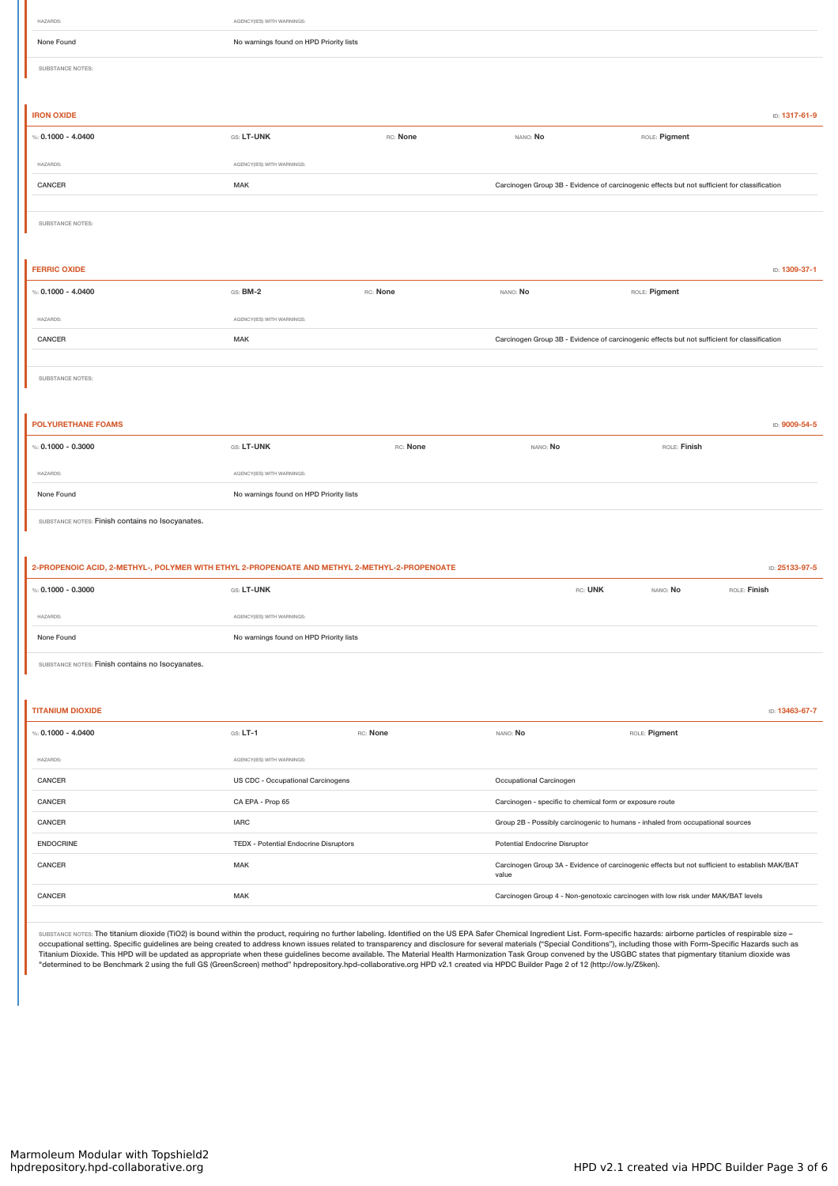| HAZARDS: | AGENCY(IES) WITH WARNINGS: |
|---|---|
| None Found | No warnings found on HPD Priority lists |

SUBSTANCE NOTES:

## IRON OXIDE

ID: 1317-61-9

%: **0.1000 - 4.0400** | GS: **LT-UNK** | RC: **None** | NANO: **No** | ROLE: **Pigment**

| HAZARDS: | AGENCY(IES) WITH WARNINGS: | |
|---|---|---|
| CANCER | MAK | Carcinogen Group 3B - Evidence of carcinogenic effects but not sufficient for classification |

SUBSTANCE NOTES:

## FERRIC OXIDE

ID: 1309-37-1

%: **0.1000 - 4.0400** | GS: **BM-2** | RC: **None** | NANO: **No** | ROLE: **Pigment**

| HAZARDS: | AGENCY(IES) WITH WARNINGS: | |
|---|---|---|
| CANCER | MAK | Carcinogen Group 3B - Evidence of carcinogenic effects but not sufficient for classification |

SUBSTANCE NOTES:

## POLYURETHANE FOAMS

ID: 9009-54-5

%: **0.1000 - 0.3000** | GS: **LT-UNK** | RC: **None** | NANO: **No** | ROLE: **Finish**

| HAZARDS: | AGENCY(IES) WITH WARNINGS: |
|---|---|
| None Found | No warnings found on HPD Priority lists |

SUBSTANCE NOTES: Finish contains no Isocyanates.

## 2-PROPENOIC ACID, 2-METHYL-, POLYMER WITH ETHYL 2-PROPENOATE AND METHYL 2-METHYL-2-PROPENOATE

ID: 25133-97-5

%: **0.1000 - 0.3000** | GS: **LT-UNK** | RC: **UNK** | NANO: **No** | ROLE: **Finish**

| HAZARDS: | AGENCY(IES) WITH WARNINGS: |
|---|---|
| None Found | No warnings found on HPD Priority lists |

SUBSTANCE NOTES: Finish contains no Isocyanates.

## TITANIUM DIOXIDE

ID: 13463-67-7

%: **0.1000 - 4.0400** | GS: **LT-1** | RC: **None** | NANO: **No** | ROLE: **Pigment**

| HAZARDS: | AGENCY(IES) WITH WARNINGS: | |
|---|---|---|
| CANCER | US CDC - Occupational Carcinogens | Occupational Carcinogen |
| CANCER | CA EPA - Prop 65 | Carcinogen - specific to chemical form or exposure route |
| CANCER | IARC | Group 2B - Possibly carcinogenic to humans - inhaled from occupational sources |
| ENDOCRINE | TEDX - Potential Endocrine Disruptors | Potential Endocrine Disruptor |
| CANCER | MAK | Carcinogen Group 3A - Evidence of carcinogenic effects but not sufficient to establish MAK/BAT value |
| CANCER | MAK | Carcinogen Group 4 - Non-genotoxic carcinogen with low risk under MAK/BAT levels |

SUBSTANCE NOTES: The titanium dioxide (TiO2) is bound within the product, requiring no further labeling. Identified on the US EPA Safer Chemical Ingredient List. Form-specific hazards: airborne particles of respirable size – occupational setting. Specific guidelines are being created to address known issues related to transparency and disclosure for several materials ("Special Conditions"), including those with Form-Specific Hazards such as Titanium Dioxide. This HPD will be updated as appropriate when these guidelines become available. The Material Health Harmonization Task Group convened by the USGBC states that pigmentary titanium dioxide was "determined to be Benchmark 2 using the full GS (GreenScreen) method" hpdrepository.hpd-collaborative.org HPD v2.1 created via HPDC Builder Page 2 of 12 (http://ow.ly/Z5ken).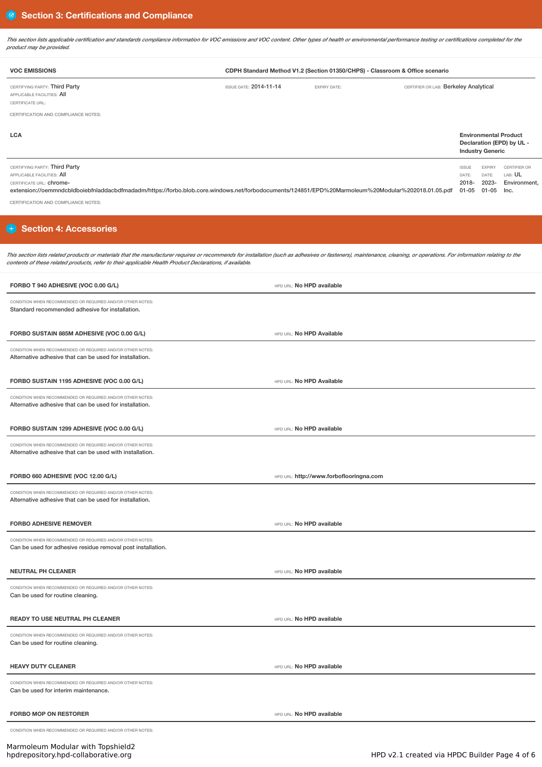## Section 3: Certifications and Compliance

*This section lists applicable certification and standards compliance information for VOC emissions and VOC content. Other types of health or environmental performance testing or certifications completed for the product may be provided.*

**VOC EMISSIONS** — **CDPH Standard Method V1.2 (Section 01350/CHPS) - Classroom & Office scenario**

CERTIFYING PARTY: Third Party
APPLICABLE FACILITIES: All
CERTIFICATE URL:

ISSUE DATE: 2014-11-14
EXPIRY DATE:
CERTIFIER OR LAB: Berkeley Analytical

CERTIFICATION AND COMPLIANCE NOTES:

**LCA** — **Environmental Product Declaration (EPD) by UL - Industry Generic**

CERTIFYING PARTY: Third Party
APPLICABLE FACILITIES: All
CERTIFICATE URL: chrome-extension://oemmndcbldboiebfnladdacbdfmadadm/https://forbo.blob.core.windows.net/forbodocuments/124851/EPD%20Marmoleum%20Modular%202018.01.05.pdf

ISSUE DATE: 2018-01-05
EXPIRY DATE: 2023-01-05
CERTIFIER OR LAB: UL Environment, Inc.

CERTIFICATION AND COMPLIANCE NOTES:

## Section 4: Accessories

*This section lists related products or materials that the manufacturer requires or recommends for installation (such as adhesives or fasteners), maintenance, cleaning, or operations. For information relating to the contents of these related products, refer to their applicable Health Product Declarations, if available.*

**FORBO T 940 ADHESIVE (VOC 0.00 G/L)** — HPD URL: **No HPD available**

CONDITION WHEN RECOMMENDED OR REQUIRED AND/OR OTHER NOTES:
Standard recommended adhesive for installation.

**FORBO SUSTAIN 885M ADHESIVE (VOC 0.00 G/L)** — HPD URL: **No HPD Available**

CONDITION WHEN RECOMMENDED OR REQUIRED AND/OR OTHER NOTES:
Alternative adhesive that can be used for installation.

**FORBO SUSTAIN 1195 ADHESIVE (VOC 0.00 G/L)** — HPD URL: **No HPD Available**

CONDITION WHEN RECOMMENDED OR REQUIRED AND/OR OTHER NOTES:
Alternative adhesive that can be used for installation.

**FORBO SUSTAIN 1299 ADHESIVE (VOC 0.00 G/L)** — HPD URL: **No HPD available**

CONDITION WHEN RECOMMENDED OR REQUIRED AND/OR OTHER NOTES:
Alternative adhesive that can be used with installation.

**FORBO 660 ADHESIVE (VOC 12.00 G/L)** — HPD URL: **http://www.forboflooringna.com**

CONDITION WHEN RECOMMENDED OR REQUIRED AND/OR OTHER NOTES:
Alternative adhesive that can be used for installation.

**FORBO ADHESIVE REMOVER** — HPD URL: **No HPD available**

CONDITION WHEN RECOMMENDED OR REQUIRED AND/OR OTHER NOTES:
Can be used for adhesive residue removal post installation.

**NEUTRAL PH CLEANER** — HPD URL: **No HPD available**

CONDITION WHEN RECOMMENDED OR REQUIRED AND/OR OTHER NOTES:
Can be used for routine cleaning.

**READY TO USE NEUTRAL PH CLEANER** — HPD URL: **No HPD available**

CONDITION WHEN RECOMMENDED OR REQUIRED AND/OR OTHER NOTES:
Can be used for routine cleaning.

**HEAVY DUTY CLEANER** — HPD URL: **No HPD available**

CONDITION WHEN RECOMMENDED OR REQUIRED AND/OR OTHER NOTES:
Can be used for interim maintenance.

**FORBO MOP ON RESTORER** — HPD URL: **No HPD available**

CONDITION WHEN RECOMMENDED OR REQUIRED AND/OR OTHER NOTES: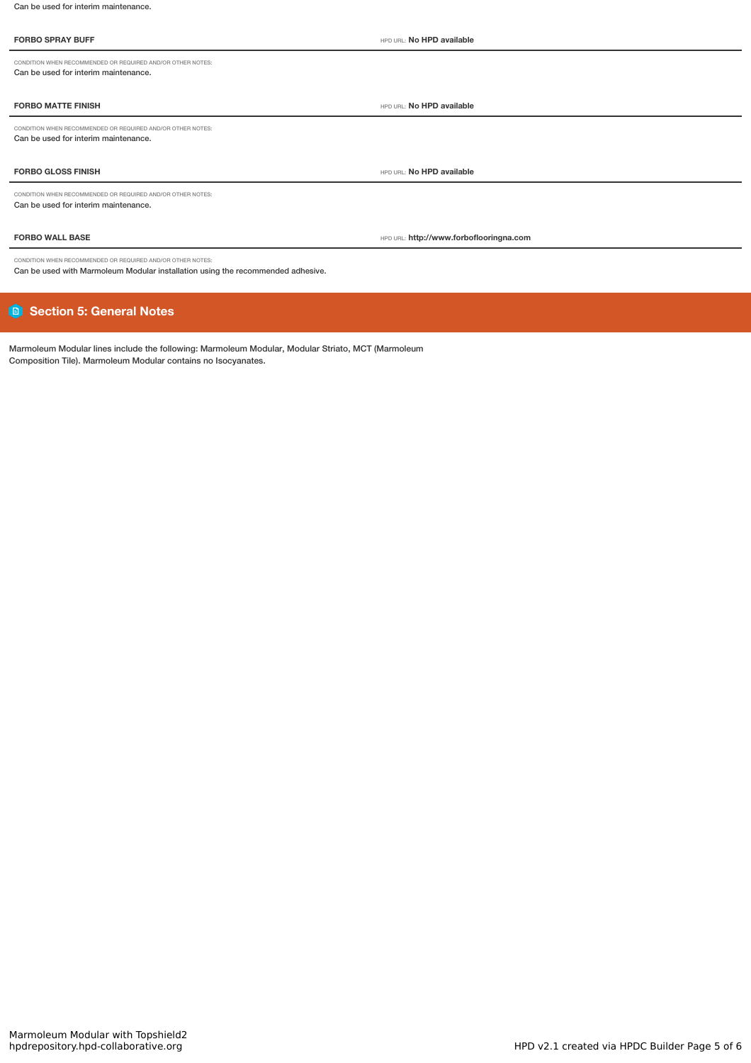Can be used for interim maintenance.

**FORBO SPRAY BUFF**

HPD URL: **No HPD available**

CONDITION WHEN RECOMMENDED OR REQUIRED AND/OR OTHER NOTES:
Can be used for interim maintenance.

**FORBO MATTE FINISH**

HPD URL: **No HPD available**

CONDITION WHEN RECOMMENDED OR REQUIRED AND/OR OTHER NOTES:
Can be used for interim maintenance.

**FORBO GLOSS FINISH**

HPD URL: **No HPD available**

CONDITION WHEN RECOMMENDED OR REQUIRED AND/OR OTHER NOTES:
Can be used for interim maintenance.

**FORBO WALL BASE**

HPD URL: **http://www.forboflooringna.com**

CONDITION WHEN RECOMMENDED OR REQUIRED AND/OR OTHER NOTES:
Can be used with Marmoleum Modular installation using the recommended adhesive.

## Section 5: General Notes

Marmoleum Modular lines include the following: Marmoleum Modular, Modular Striato, MCT (Marmoleum Composition Tile). Marmoleum Modular contains no Isocyanates.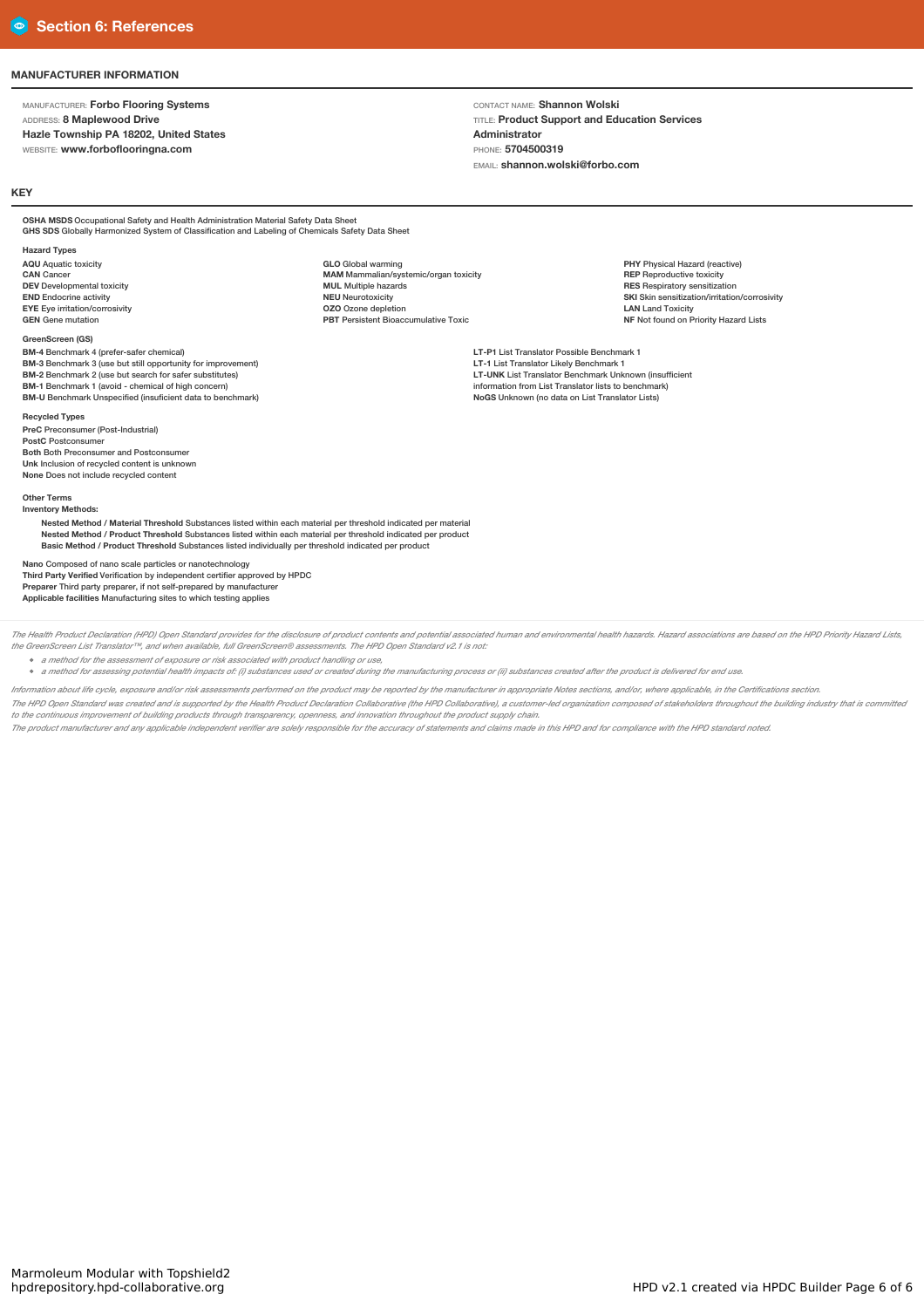# Section 6: References

## MANUFACTURER INFORMATION

MANUFACTURER: **Forbo Flooring Systems**
ADDRESS: **8 Maplewood Drive**
**Hazle Township PA 18202, United States**
WEBSITE: **www.forboflooringna.com**

CONTACT NAME: **Shannon Wolski**
TITLE: **Product Support and Education Services Administrator**
PHONE: **5704500319**
EMAIL: **shannon.wolski@forbo.com**

## KEY

**OSHA MSDS** Occupational Safety and Health Administration Material Safety Data Sheet
**GHS SDS** Globally Harmonized System of Classification and Labeling of Chemicals Safety Data Sheet

**Hazard Types**

**AQU** Aquatic toxicity
**CAN** Cancer
**DEV** Developmental toxicity
**END** Endocrine activity
**EYE** Eye irritation/corrosivity
**GEN** Gene mutation
**GLO** Global warming
**MAM** Mammalian/systemic/organ toxicity
**MUL** Multiple hazards
**NEU** Neurotoxicity
**OZO** Ozone depletion
**PBT** Persistent Bioaccumulative Toxic
**PHY** Physical Hazard (reactive)
**REP** Reproductive toxicity
**RES** Respiratory sensitization
**SKI** Skin sensitization/irritation/corrosivity
**LAN** Land Toxicity
**NF** Not found on Priority Hazard Lists

**GreenScreen (GS)**

**BM-4** Benchmark 4 (prefer-safer chemical)
**BM-3** Benchmark 3 (use but still opportunity for improvement)
**BM-2** Benchmark 2 (use but search for safer substitutes)
**BM-1** Benchmark 1 (avoid - chemical of high concern)
**BM-U** Benchmark Unspecified (insuficient data to benchmark)
**LT-P1** List Translator Possible Benchmark 1
**LT-1** List Translator Likely Benchmark 1
**LT-UNK** List Translator Benchmark Unknown (insufficient information from List Translator lists to benchmark)
**NoGS** Unknown (no data on List Translator Lists)

**Recycled Types**

**PreC** Preconsumer (Post-Industrial)
**PostC** Postconsumer
**Both** Both Preconsumer and Postconsumer
**Unk** Inclusion of recycled content is unknown
**None** Does not include recycled content

**Other Terms**
**Inventory Methods:**

**Nested Method / Material Threshold** Substances listed within each material per threshold indicated per material
**Nested Method / Product Threshold** Substances listed within each material per threshold indicated per product
**Basic Method / Product Threshold** Substances listed individually per threshold indicated per product

**Nano** Composed of nano scale particles or nanotechnology
**Third Party Verified** Verification by independent certifier approved by HPDC
**Preparer** Third party preparer, if not self-prepared by manufacturer
**Applicable facilities** Manufacturing sites to which testing applies

*The Health Product Declaration (HPD) Open Standard provides for the disclosure of product contents and potential associated human and environmental health hazards. Hazard associations are based on the HPD Priority Hazard Lists, the GreenScreen List Translator™, and when available, full GreenScreen® assessments. The HPD Open Standard v2.1 is not:*

- *a method for the assessment of exposure or risk associated with product handling or use,*
- *a method for assessing potential health impacts of: (i) substances used or created during the manufacturing process or (ii) substances created after the product is delivered for end use.*

*Information about life cycle, exposure and/or risk assessments performed on the product may be reported by the manufacturer in appropriate Notes sections, and/or, where applicable, in the Certifications section.*

*The HPD Open Standard was created and is supported by the Health Product Declaration Collaborative (the HPD Collaborative), a customer-led organization composed of stakeholders throughout the building industry that is committed to the continuous improvement of building products through transparency, openness, and innovation throughout the product supply chain.*

*The product manufacturer and any applicable independent verifier are solely responsible for the accuracy of statements and claims made in this HPD and for compliance with the HPD standard noted.*